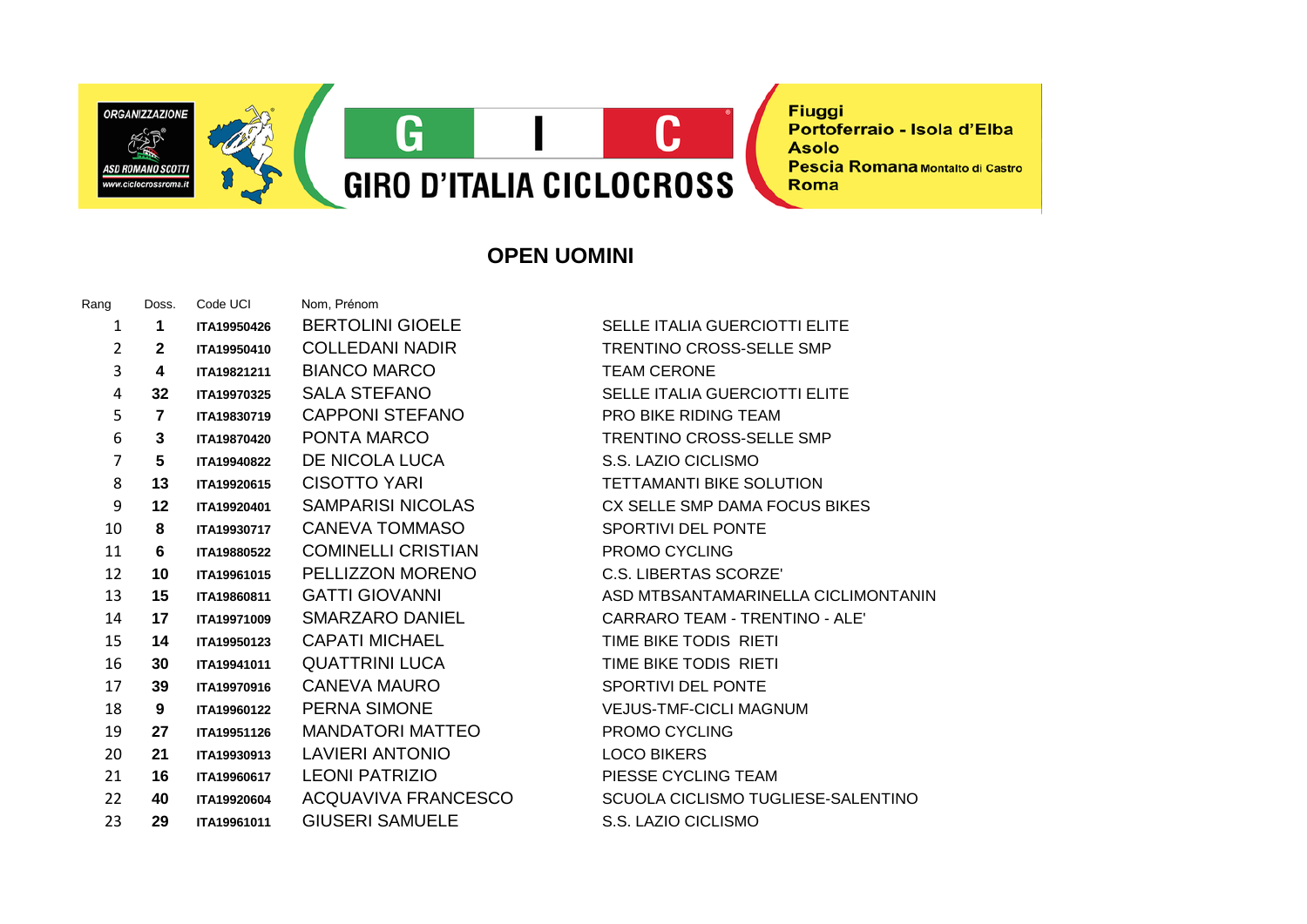ORGANIZZAZIONE

ASD ROMANO SCOTTI

www.ciclocrossroma.it

G I C

GIRO D'ITALIA CICLOCROSS

Fiuggi
Portoferraio - Isola d'Elba
Asolo
Pescia Romana Montalto di Castro
Roma

## OPEN UOMINI

| Rang | Doss. | Code UCI | Nom, Prénom | |
|---|---|---|---|---|
| 1 | **1** | **ITA19950426** | BERTOLINI GIOELE | SELLE ITALIA GUERCIOTTI ELITE |
| 2 | **2** | **ITA19950410** | COLLEDANI NADIR | TRENTINO CROSS-SELLE SMP |
| 3 | **4** | **ITA19821211** | BIANCO MARCO | TEAM CERONE |
| 4 | **32** | **ITA19970325** | SALA STEFANO | SELLE ITALIA GUERCIOTTI ELITE |
| 5 | **7** | **ITA19830719** | CAPPONI STEFANO | PRO BIKE RIDING TEAM |
| 6 | **3** | **ITA19870420** | PONTA MARCO | TRENTINO CROSS-SELLE SMP |
| 7 | **5** | **ITA19940822** | DE NICOLA LUCA | S.S. LAZIO CICLISMO |
| 8 | **13** | **ITA19920615** | CISOTTO YARI | TETTAMANTI BIKE SOLUTION |
| 9 | **12** | **ITA19920401** | SAMPARISI NICOLAS | CX SELLE SMP DAMA FOCUS BIKES |
| 10 | **8** | **ITA19930717** | CANEVA TOMMASO | SPORTIVI DEL PONTE |
| 11 | **6** | **ITA19880522** | COMINELLI CRISTIAN | PROMO CYCLING |
| 12 | **10** | **ITA19961015** | PELLIZZON MORENO | C.S. LIBERTAS SCORZE' |
| 13 | **15** | **ITA19860811** | GATTI GIOVANNI | ASD MTBSANTAMARINELLA CICLIMONTANIN |
| 14 | **17** | **ITA19971009** | SMARZARO DANIEL | CARRARO TEAM - TRENTINO - ALE' |
| 15 | **14** | **ITA19950123** | CAPATI MICHAEL | TIME BIKE TODIS RIETI |
| 16 | **30** | **ITA19941011** | QUATTRINI LUCA | TIME BIKE TODIS RIETI |
| 17 | **39** | **ITA19970916** | CANEVA MAURO | SPORTIVI DEL PONTE |
| 18 | **9** | **ITA19960122** | PERNA SIMONE | VEJUS-TMF-CICLI MAGNUM |
| 19 | **27** | **ITA19951126** | MANDATORI MATTEO | PROMO CYCLING |
| 20 | **21** | **ITA19930913** | LAVIERI ANTONIO | LOCO BIKERS |
| 21 | **16** | **ITA19960617** | LEONI PATRIZIO | PIESSE CYCLING TEAM |
| 22 | **40** | **ITA19920604** | ACQUAVIVA FRANCESCO | SCUOLA CICLISMO TUGLIESE-SALENTINO |
| 23 | **29** | **ITA19961011** | GIUSERI SAMUELE | S.S. LAZIO CICLISMO |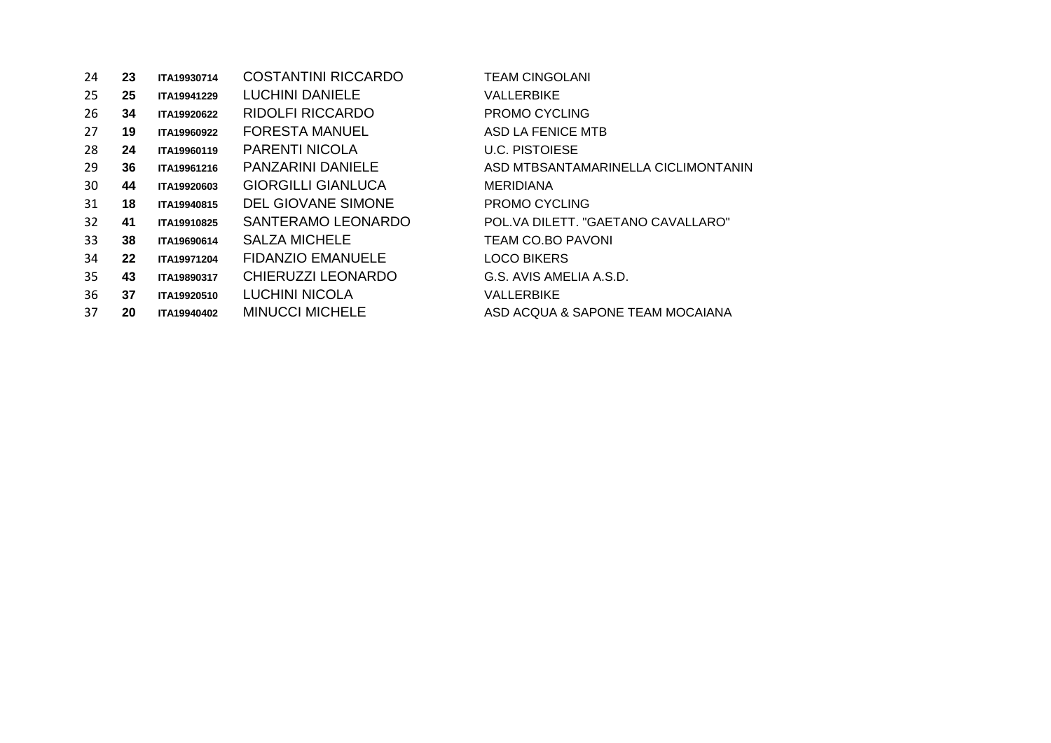| | | | | |
|---|---|---|---|---|
| 24 | **23** | **ITA19930714** | COSTANTINI RICCARDO | TEAM CINGOLANI |
| 25 | **25** | **ITA19941229** | LUCHINI DANIELE | VALLERBIKE |
| 26 | **34** | **ITA19920622** | RIDOLFI RICCARDO | PROMO CYCLING |
| 27 | **19** | **ITA19960922** | FORESTA MANUEL | ASD LA FENICE MTB |
| 28 | **24** | **ITA19960119** | PARENTI NICOLA | U.C. PISTOIESE |
| 29 | **36** | **ITA19961216** | PANZARINI DANIELE | ASD MTBSANTAMARINELLA CICLIMONTANIN |
| 30 | **44** | **ITA19920603** | GIORGILLI GIANLUCA | MERIDIANA |
| 31 | **18** | **ITA19940815** | DEL GIOVANE SIMONE | PROMO CYCLING |
| 32 | **41** | **ITA19910825** | SANTERAMO LEONARDO | POL.VA DILETT. "GAETANO CAVALLARO" |
| 33 | **38** | **ITA19690614** | SALZA MICHELE | TEAM CO.BO PAVONI |
| 34 | **22** | **ITA19971204** | FIDANZIO EMANUELE | LOCO BIKERS |
| 35 | **43** | **ITA19890317** | CHIERUZZI LEONARDO | G.S. AVIS AMELIA A.S.D. |
| 36 | **37** | **ITA19920510** | LUCHINI NICOLA | VALLERBIKE |
| 37 | **20** | **ITA19940402** | MINUCCI MICHELE | ASD ACQUA & SAPONE TEAM MOCAIANA |